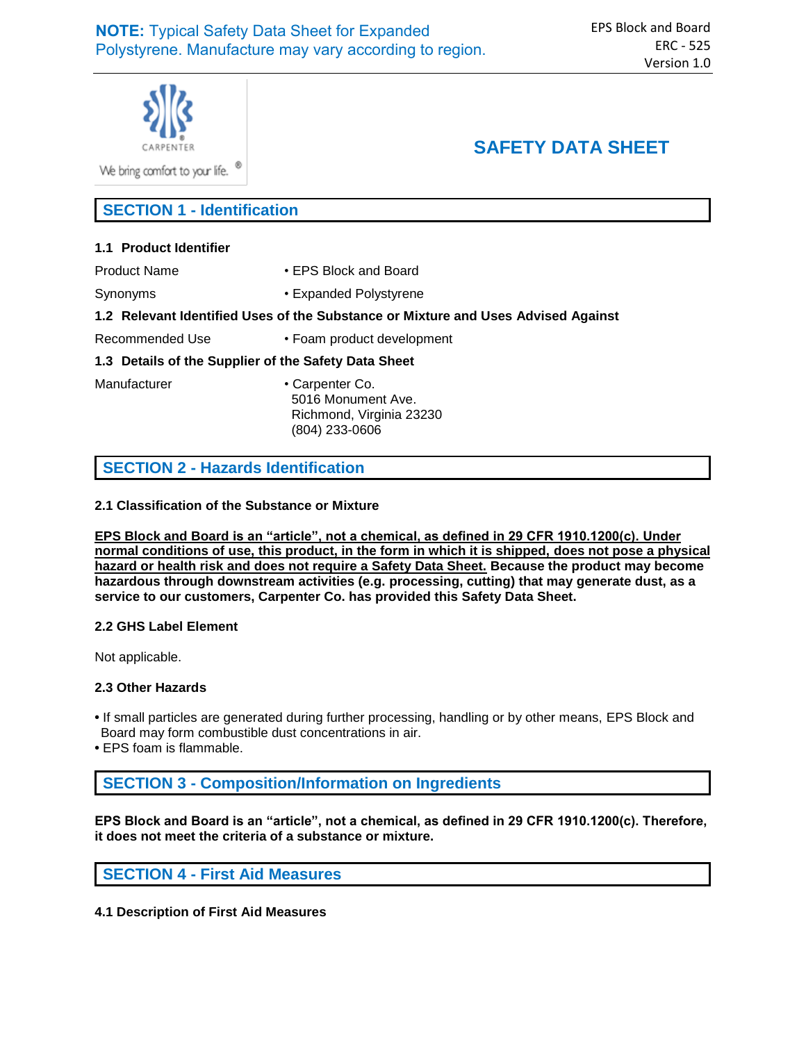**NOTE:** Typical Safety Data Sheet for Expanded Polystyrene. Manufacture may vary according to region.

EPS Block and Board
ERC - 525
Version 1.0

CARPENTER

We bring comfort to your life.®

# SAFETY DATA SHEET

## SECTION 1 - Identification

### 1.1 Product Identifier

| | |
|---|---|
| Product Name | • EPS Block and Board |
| Synonyms | • Expanded Polystyrene |

### 1.2 Relevant Identified Uses of the Substance or Mixture and Uses Advised Against

| | |
|---|---|
| Recommended Use | • Foam product development |

### 1.3 Details of the Supplier of the Safety Data Sheet

| | |
|---|---|
| Manufacturer | • Carpenter Co.<br>5016 Monument Ave.<br>Richmond, Virginia 23230<br>(804) 233-0606 |

## SECTION 2 - Hazards Identification

### 2.1 Classification of the Substance or Mixture

**EPS Block and Board is an "article", not a chemical, as defined in 29 CFR 1910.1200(c). Under normal conditions of use, this product, in the form in which it is shipped, does not pose a physical hazard or health risk and does not require a Safety Data Sheet. Because the product may become hazardous through downstream activities (e.g. processing, cutting) that may generate dust, as a service to our customers, Carpenter Co. has provided this Safety Data Sheet.**

### 2.2 GHS Label Element

Not applicable.

### 2.3 Other Hazards

- If small particles are generated during further processing, handling or by other means, EPS Block and Board may form combustible dust concentrations in air.
- EPS foam is flammable.

## SECTION 3 - Composition/Information on Ingredients

**EPS Block and Board is an "article", not a chemical, as defined in 29 CFR 1910.1200(c). Therefore, it does not meet the criteria of a substance or mixture.**

## SECTION 4 - First Aid Measures

### 4.1 Description of First Aid Measures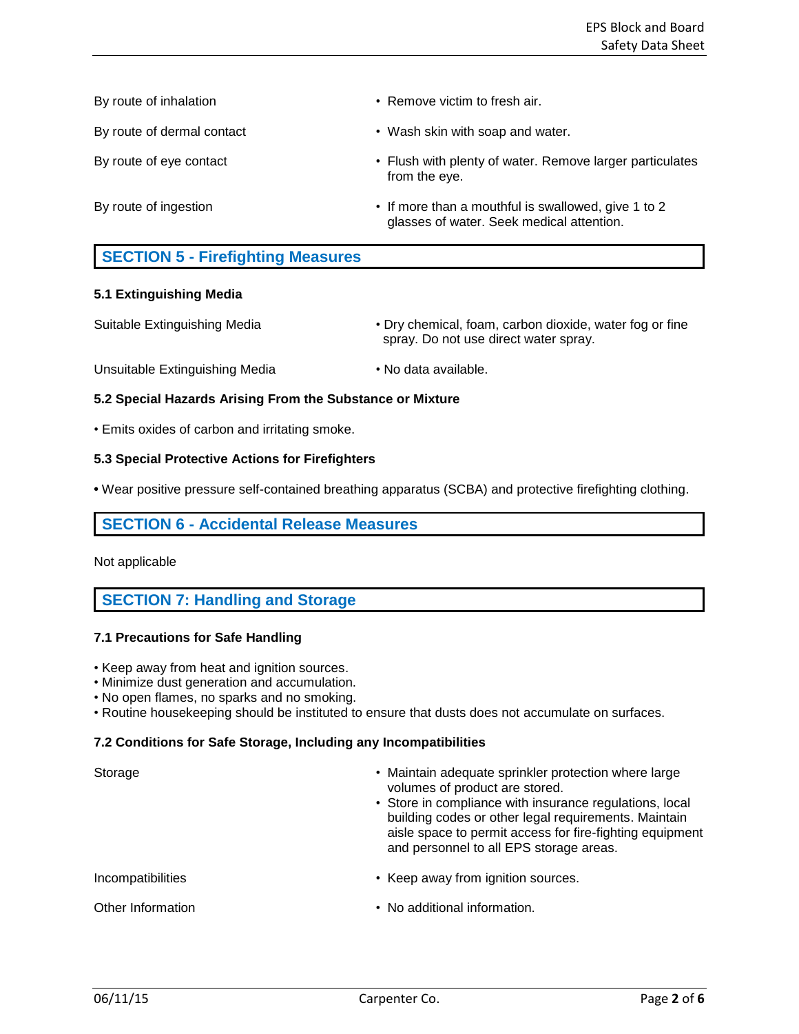| | |
|---|---|
| By route of inhalation | • Remove victim to fresh air. |
| By route of dermal contact | • Wash skin with soap and water. |
| By route of eye contact | • Flush with plenty of water. Remove larger particulates from the eye. |
| By route of ingestion | • If more than a mouthful is swallowed, give 1 to 2 glasses of water. Seek medical attention. |

## SECTION 5 - Firefighting Measures

### 5.1 Extinguishing Media

| | |
|---|---|
| Suitable Extinguishing Media | • Dry chemical, foam, carbon dioxide, water fog or fine spray. Do not use direct water spray. |
| Unsuitable Extinguishing Media | • No data available. |

### 5.2 Special Hazards Arising From the Substance or Mixture

- Emits oxides of carbon and irritating smoke.

### 5.3 Special Protective Actions for Firefighters

- Wear positive pressure self-contained breathing apparatus (SCBA) and protective firefighting clothing.

## SECTION 6 - Accidental Release Measures

Not applicable

## SECTION 7: Handling and Storage

### 7.1 Precautions for Safe Handling

- Keep away from heat and ignition sources.
- Minimize dust generation and accumulation.
- No open flames, no sparks and no smoking.
- Routine housekeeping should be instituted to ensure that dusts does not accumulate on surfaces.

### 7.2 Conditions for Safe Storage, Including any Incompatibilities

| | |
|---|---|
| Storage | • Maintain adequate sprinkler protection where large volumes of product are stored.<br>• Store in compliance with insurance regulations, local building codes or other legal requirements. Maintain aisle space to permit access for fire-fighting equipment and personnel to all EPS storage areas. |
| Incompatibilities | • Keep away from ignition sources. |
| Other Information | • No additional information. |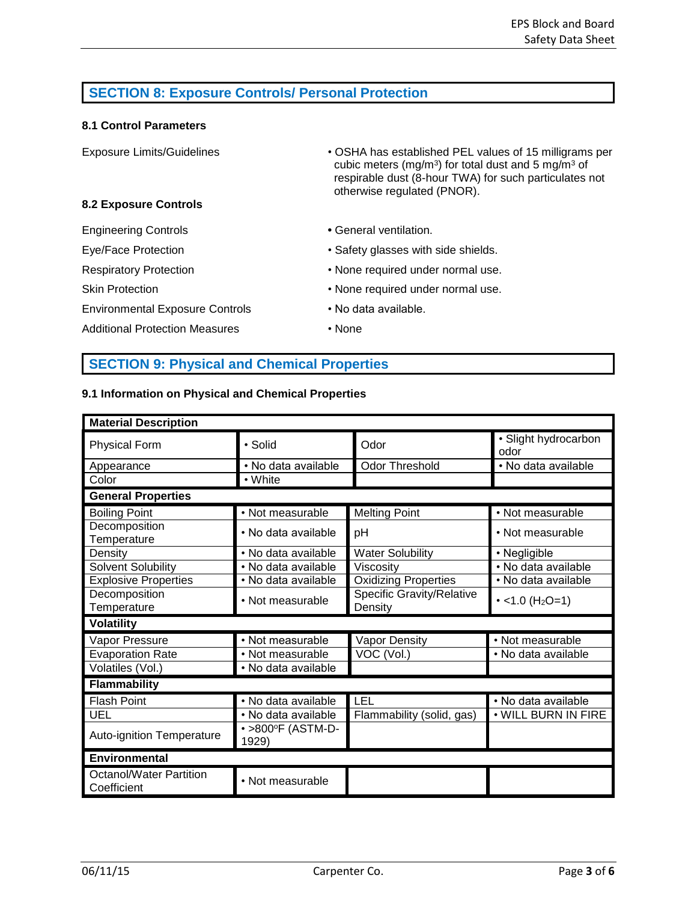## SECTION 8: Exposure Controls/ Personal Protection

### 8.1 Control Parameters

| | |
|---|---|
| Exposure Limits/Guidelines | • OSHA has established PEL values of 15 milligrams per cubic meters ($mg/m^3$) for total dust and 5 $mg/m^3$ of respirable dust (8-hour TWA) for such particulates not otherwise regulated (PNOR). |

### 8.2 Exposure Controls

| | |
|---|---|
| Engineering Controls | • General ventilation. |
| Eye/Face Protection | • Safety glasses with side shields. |
| Respiratory Protection | • None required under normal use. |
| Skin Protection | • None required under normal use. |
| Environmental Exposure Controls | • No data available. |
| Additional Protection Measures | • None |

## SECTION 9: Physical and Chemical Properties

### 9.1 Information on Physical and Chemical Properties

| **Material Description** | | | |
|---|---|---|---|
| Physical Form | • Solid | Odor | • Slight hydrocarbon odor |
| Appearance | • No data available | Odor Threshold | • No data available |
| Color | • White | | |
| **General Properties** | | | |
| Boiling Point | • Not measurable | Melting Point | • Not measurable |
| Decomposition Temperature | • No data available | pH | • Not measurable |
| Density | • No data available | Water Solubility | • Negligible |
| Solvent Solubility | • No data available | Viscosity | • No data available |
| Explosive Properties | • No data available | Oxidizing Properties | • No data available |
| Decomposition Temperature | • Not measurable | Specific Gravity/Relative Density | • <1.0 ($H_2O$=1) |
| **Volatility** | | | |
| Vapor Pressure | • Not measurable | Vapor Density | • Not measurable |
| Evaporation Rate | • Not measurable | VOC (Vol.) | • No data available |
| Volatiles (Vol.) | • No data available | | |
| **Flammability** | | | |
| Flash Point | • No data available | LEL | • No data available |
| UEL | • No data available | Flammability (solid, gas) | • WILL BURN IN FIRE |
| Auto-ignition Temperature | • >800ºF (ASTM-D-1929) | | |
| **Environmental** | | | |
| Octanol/Water Partition Coefficient | • Not measurable | | |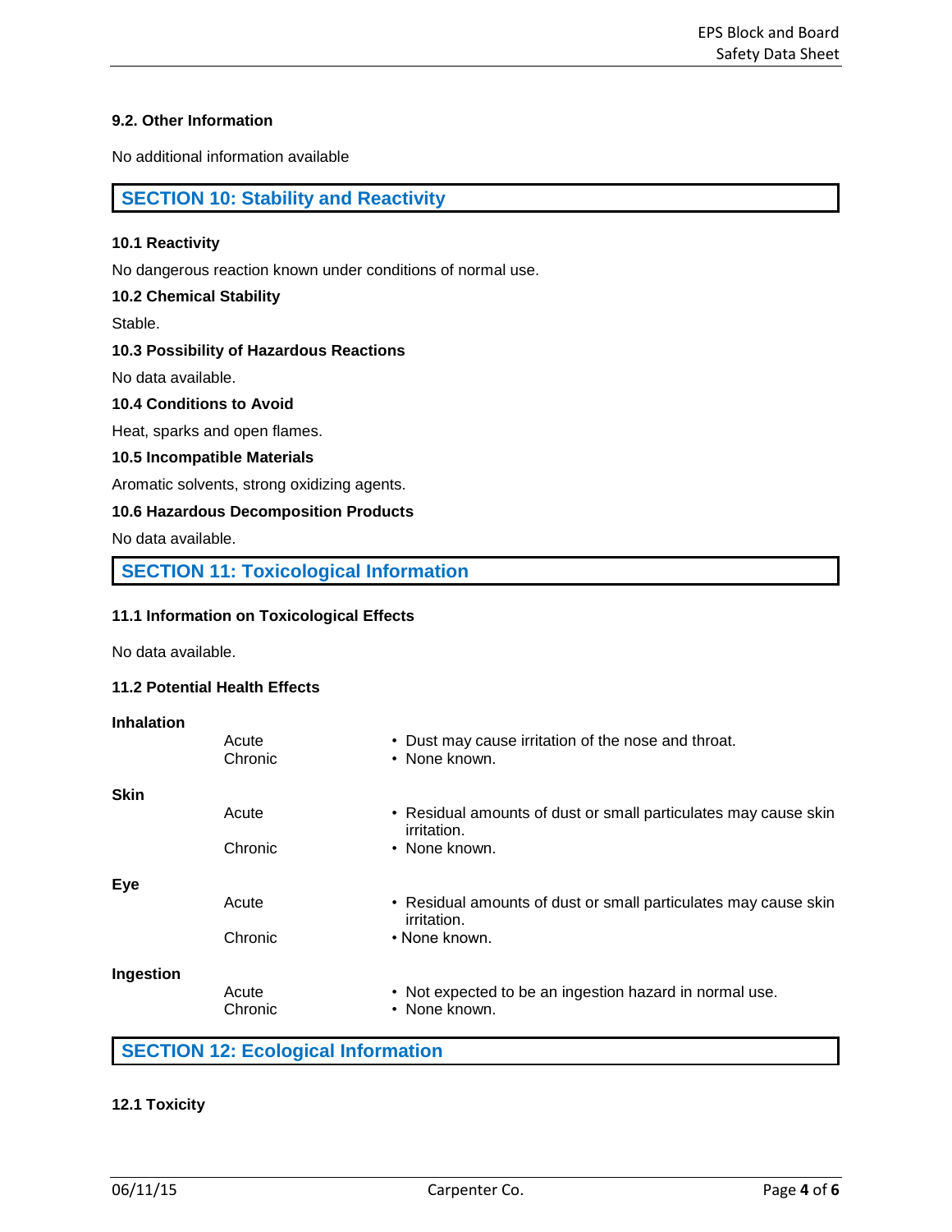### 9.2. Other Information

No additional information available

## SECTION 10: Stability and Reactivity

### 10.1 Reactivity

No dangerous reaction known under conditions of normal use.

### 10.2 Chemical Stability

Stable.

### 10.3 Possibility of Hazardous Reactions

No data available.

### 10.4 Conditions to Avoid

Heat, sparks and open flames.

### 10.5 Incompatible Materials

Aromatic solvents, strong oxidizing agents.

### 10.6 Hazardous Decomposition Products

No data available.

## SECTION 11: Toxicological Information

### 11.1 Information on Toxicological Effects

No data available.

### 11.2 Potential Health Effects

| Route | Exposure | Effect |
|---|---|---|
| **Inhalation** | Acute | • Dust may cause irritation of the nose and throat. |
| | Chronic | • None known. |
| **Skin** | Acute | • Residual amounts of dust or small particulates may cause skin irritation. |
| | Chronic | • None known. |
| **Eye** | Acute | • Residual amounts of dust or small particulates may cause skin irritation. |
| | Chronic | • None known. |
| **Ingestion** | Acute | • Not expected to be an ingestion hazard in normal use. |
| | Chronic | • None known. |

## SECTION 12: Ecological Information

### 12.1 Toxicity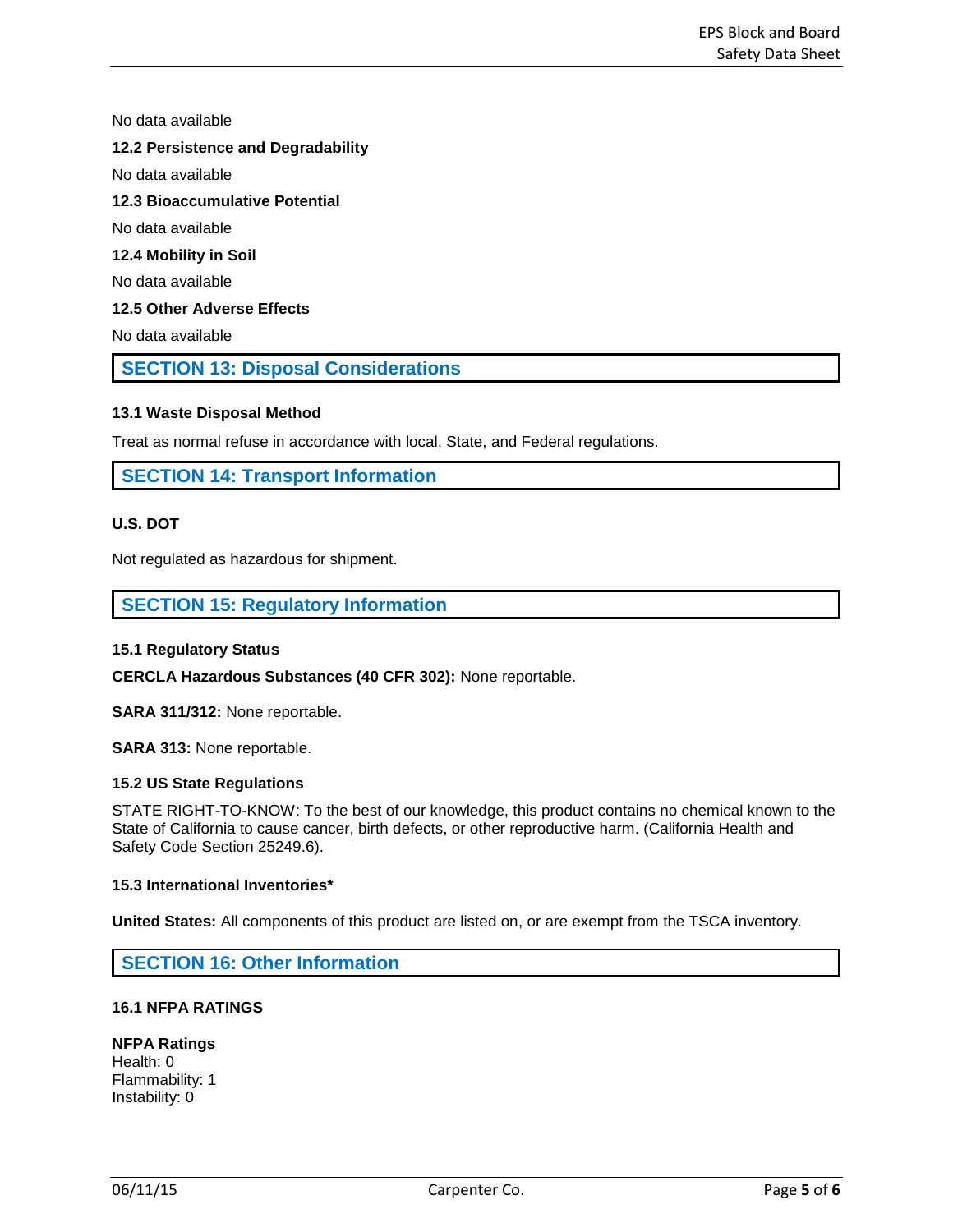No data available

### 12.2 Persistence and Degradability

No data available

### 12.3 Bioaccumulative Potential

No data available

### 12.4 Mobility in Soil

No data available

### 12.5 Other Adverse Effects

No data available

## SECTION 13: Disposal Considerations

### 13.1 Waste Disposal Method

Treat as normal refuse in accordance with local, State, and Federal regulations.

## SECTION 14: Transport Information

### U.S. DOT

Not regulated as hazardous for shipment.

## SECTION 15: Regulatory Information

### 15.1 Regulatory Status

**CERCLA Hazardous Substances (40 CFR 302):** None reportable.

**SARA 311/312:** None reportable.

**SARA 313:** None reportable.

### 15.2 US State Regulations

STATE RIGHT-TO-KNOW: To the best of our knowledge, this product contains no chemical known to the State of California to cause cancer, birth defects, or other reproductive harm. (California Health and Safety Code Section 25249.6).

### 15.3 International Inventories*

**United States:** All components of this product are listed on, or are exempt from the TSCA inventory.

## SECTION 16: Other Information

### 16.1 NFPA RATINGS

**NFPA Ratings**
Health: 0
Flammability: 1
Instability: 0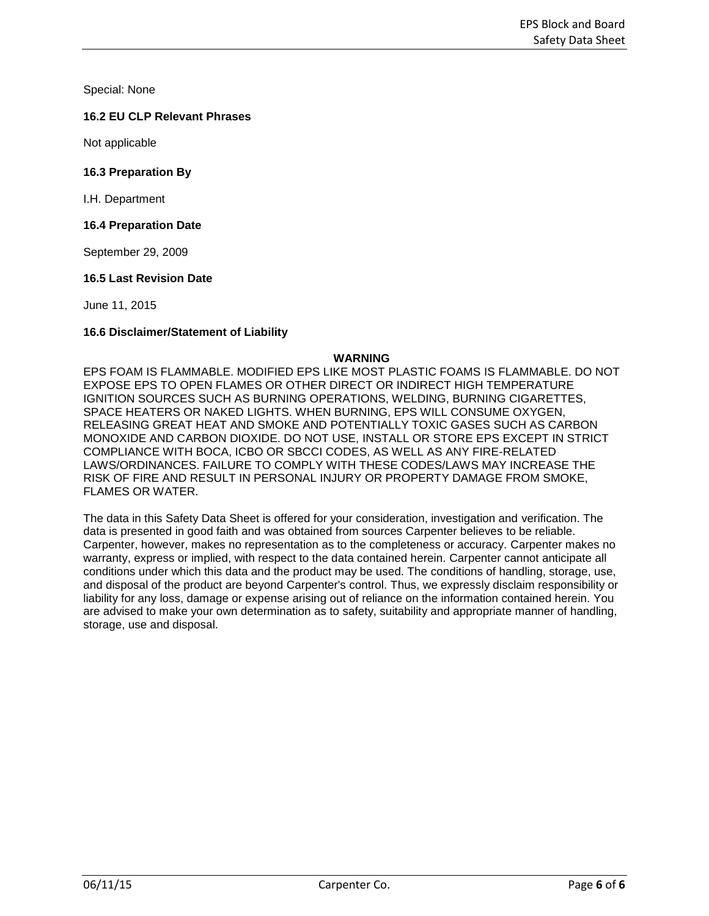Special: None

### 16.2 EU CLP Relevant Phrases

Not applicable

### 16.3 Preparation By

I.H. Department

### 16.4 Preparation Date

September 29, 2009

### 16.5 Last Revision Date

June 11, 2015

### 16.6 Disclaimer/Statement of Liability

**WARNING**

EPS FOAM IS FLAMMABLE. MODIFIED EPS LIKE MOST PLASTIC FOAMS IS FLAMMABLE. DO NOT EXPOSE EPS TO OPEN FLAMES OR OTHER DIRECT OR INDIRECT HIGH TEMPERATURE IGNITION SOURCES SUCH AS BURNING OPERATIONS, WELDING, BURNING CIGARETTES, SPACE HEATERS OR NAKED LIGHTS. WHEN BURNING, EPS WILL CONSUME OXYGEN, RELEASING GREAT HEAT AND SMOKE AND POTENTIALLY TOXIC GASES SUCH AS CARBON MONOXIDE AND CARBON DIOXIDE. DO NOT USE, INSTALL OR STORE EPS EXCEPT IN STRICT COMPLIANCE WITH BOCA, ICBO OR SBCCI CODES, AS WELL AS ANY FIRE-RELATED LAWS/ORDINANCES. FAILURE TO COMPLY WITH THESE CODES/LAWS MAY INCREASE THE RISK OF FIRE AND RESULT IN PERSONAL INJURY OR PROPERTY DAMAGE FROM SMOKE, FLAMES OR WATER.

The data in this Safety Data Sheet is offered for your consideration, investigation and verification. The data is presented in good faith and was obtained from sources Carpenter believes to be reliable. Carpenter, however, makes no representation as to the completeness or accuracy. Carpenter makes no warranty, express or implied, with respect to the data contained herein. Carpenter cannot anticipate all conditions under which this data and the product may be used. The conditions of handling, storage, use, and disposal of the product are beyond Carpenter's control. Thus, we expressly disclaim responsibility or liability for any loss, damage or expense arising out of reliance on the information contained herein. You are advised to make your own determination as to safety, suitability and appropriate manner of handling, storage, use and disposal.